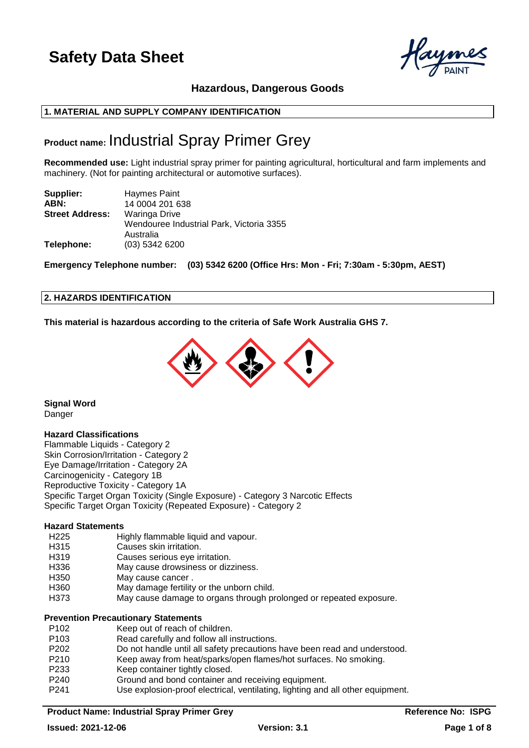# Safety Data Sheet

**Hazardous, Dangerous Goods**

## 1. MATERIAL AND SUPPLY COMPANY IDENTIFICATION

**Product name:** Industrial Spray Primer Grey

**Recommended use:** Light industrial spray primer for painting agricultural, horticultural and farm implements and machinery. (Not for painting architectural or automotive surfaces).

**Supplier:** Haymes Paint
**ABN:** 14 0004 201 638
**Street Address:** Waringa Drive
Wendouree Industrial Park, Victoria 3355
Australia
**Telephone:** (03) 5342 6200

**Emergency Telephone number: (03) 5342 6200 (Office Hrs: Mon - Fri; 7:30am - 5:30pm, AEST)**

## 2. HAZARDS IDENTIFICATION

**This material is hazardous according to the criteria of Safe Work Australia GHS 7.**

**Signal Word**
Danger

**Hazard Classifications**
Flammable Liquids - Category 2
Skin Corrosion/Irritation - Category 2
Eye Damage/Irritation - Category 2A
Carcinogenicity - Category 1B
Reproductive Toxicity - Category 1A
Specific Target Organ Toxicity (Single Exposure) - Category 3 Narcotic Effects
Specific Target Organ Toxicity (Repeated Exposure) - Category 2

**Hazard Statements**

| | |
|---|---|
| H225 | Highly flammable liquid and vapour. |
| H315 | Causes skin irritation. |
| H319 | Causes serious eye irritation. |
| H336 | May cause drowsiness or dizziness. |
| H350 | May cause cancer . |
| H360 | May damage fertility or the unborn child. |
| H373 | May cause damage to organs through prolonged or repeated exposure. |

**Prevention Precautionary Statements**

| | |
|---|---|
| P102 | Keep out of reach of children. |
| P103 | Read carefully and follow all instructions. |
| P202 | Do not handle until all safety precautions have been read and understood. |
| P210 | Keep away from heat/sparks/open flames/hot surfaces. No smoking. |
| P233 | Keep container tightly closed. |
| P240 | Ground and bond container and receiving equipment. |
| P241 | Use explosion-proof electrical, ventilating, lighting and all other equipment. |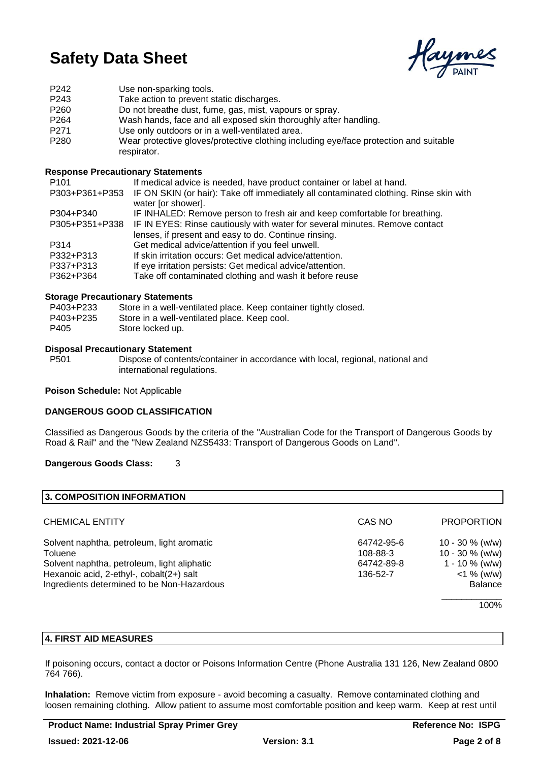| | |
|---|---|
| P242 | Use non-sparking tools. |
| P243 | Take action to prevent static discharges. |
| P260 | Do not breathe dust, fume, gas, mist, vapours or spray. |
| P264 | Wash hands, face and all exposed skin thoroughly after handling. |
| P271 | Use only outdoors or in a well-ventilated area. |
| P280 | Wear protective gloves/protective clothing including eye/face protection and suitable respirator. |

**Response Precautionary Statements**

| | |
|---|---|
| P101 | If medical advice is needed, have product container or label at hand. |
| P303+P361+P353 | IF ON SKIN (or hair): Take off immediately all contaminated clothing. Rinse skin with water [or shower]. |
| P304+P340 | IF INHALED: Remove person to fresh air and keep comfortable for breathing. |
| P305+P351+P338 | IF IN EYES: Rinse cautiously with water for several minutes. Remove contact lenses, if present and easy to do. Continue rinsing. |
| P314 | Get medical advice/attention if you feel unwell. |
| P332+P313 | If skin irritation occurs: Get medical advice/attention. |
| P337+P313 | If eye irritation persists: Get medical advice/attention. |
| P362+P364 | Take off contaminated clothing and wash it before reuse |

**Storage Precautionary Statements**

| | |
|---|---|
| P403+P233 | Store in a well-ventilated place. Keep container tightly closed. |
| P403+P235 | Store in a well-ventilated place. Keep cool. |
| P405 | Store locked up. |

**Disposal Precautionary Statement**

| | |
|---|---|
| P501 | Dispose of contents/container in accordance with local, regional, national and international regulations. |

**Poison Schedule:** Not Applicable

**DANGEROUS GOOD CLASSIFICATION**

Classified as Dangerous Goods by the criteria of the "Australian Code for the Transport of Dangerous Goods by Road & Rail" and the "New Zealand NZS5433: Transport of Dangerous Goods on Land".

**Dangerous Goods Class:** 3

## 3. COMPOSITION INFORMATION

| CHEMICAL ENTITY | CAS NO | PROPORTION |
|---|---|---|
| Solvent naphtha, petroleum, light aromatic | 64742-95-6 | 10 - 30 % (w/w) |
| Toluene | 108-88-3 | 10 - 30 % (w/w) |
| Solvent naphtha, petroleum, light aliphatic | 64742-89-8 | 1 - 10 % (w/w) |
| Hexanoic acid, 2-ethyl-, cobalt(2+) salt | 136-52-7 | <1 % (w/w) |
| Ingredients determined to be Non-Hazardous | | Balance |
| | | 100% |

## 4. FIRST AID MEASURES

If poisoning occurs, contact a doctor or Poisons Information Centre (Phone Australia 131 126, New Zealand 0800 764 766).

**Inhalation:** Remove victim from exposure - avoid becoming a casualty. Remove contaminated clothing and loosen remaining clothing. Allow patient to assume most comfortable position and keep warm. Keep at rest until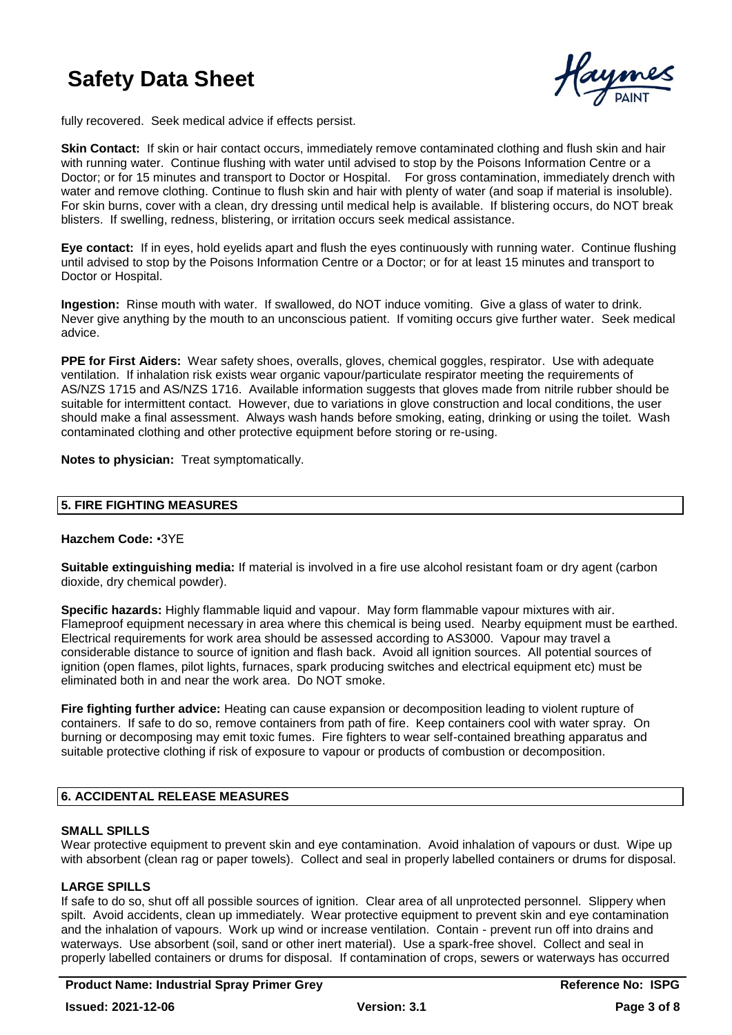fully recovered. Seek medical advice if effects persist.

**Skin Contact:** If skin or hair contact occurs, immediately remove contaminated clothing and flush skin and hair with running water. Continue flushing with water until advised to stop by the Poisons Information Centre or a Doctor; or for 15 minutes and transport to Doctor or Hospital. For gross contamination, immediately drench with water and remove clothing. Continue to flush skin and hair with plenty of water (and soap if material is insoluble). For skin burns, cover with a clean, dry dressing until medical help is available. If blistering occurs, do NOT break blisters. If swelling, redness, blistering, or irritation occurs seek medical assistance.

**Eye contact:** If in eyes, hold eyelids apart and flush the eyes continuously with running water. Continue flushing until advised to stop by the Poisons Information Centre or a Doctor; or for at least 15 minutes and transport to Doctor or Hospital.

**Ingestion:** Rinse mouth with water. If swallowed, do NOT induce vomiting. Give a glass of water to drink. Never give anything by the mouth to an unconscious patient. If vomiting occurs give further water. Seek medical advice.

**PPE for First Aiders:** Wear safety shoes, overalls, gloves, chemical goggles, respirator. Use with adequate ventilation. If inhalation risk exists wear organic vapour/particulate respirator meeting the requirements of AS/NZS 1715 and AS/NZS 1716. Available information suggests that gloves made from nitrile rubber should be suitable for intermittent contact. However, due to variations in glove construction and local conditions, the user should make a final assessment. Always wash hands before smoking, eating, drinking or using the toilet. Wash contaminated clothing and other protective equipment before storing or re-using.

**Notes to physician:** Treat symptomatically.

## 5. FIRE FIGHTING MEASURES

**Hazchem Code:** •3YE

**Suitable extinguishing media:** If material is involved in a fire use alcohol resistant foam or dry agent (carbon dioxide, dry chemical powder).

**Specific hazards:** Highly flammable liquid and vapour. May form flammable vapour mixtures with air. Flameproof equipment necessary in area where this chemical is being used. Nearby equipment must be earthed. Electrical requirements for work area should be assessed according to AS3000. Vapour may travel a considerable distance to source of ignition and flash back. Avoid all ignition sources. All potential sources of ignition (open flames, pilot lights, furnaces, spark producing switches and electrical equipment etc) must be eliminated both in and near the work area. Do NOT smoke.

**Fire fighting further advice:** Heating can cause expansion or decomposition leading to violent rupture of containers. If safe to do so, remove containers from path of fire. Keep containers cool with water spray. On burning or decomposing may emit toxic fumes. Fire fighters to wear self-contained breathing apparatus and suitable protective clothing if risk of exposure to vapour or products of combustion or decomposition.

## 6. ACCIDENTAL RELEASE MEASURES

### SMALL SPILLS

Wear protective equipment to prevent skin and eye contamination. Avoid inhalation of vapours or dust. Wipe up with absorbent (clean rag or paper towels). Collect and seal in properly labelled containers or drums for disposal.

### LARGE SPILLS

If safe to do so, shut off all possible sources of ignition. Clear area of all unprotected personnel. Slippery when spilt. Avoid accidents, clean up immediately. Wear protective equipment to prevent skin and eye contamination and the inhalation of vapours. Work up wind or increase ventilation. Contain - prevent run off into drains and waterways. Use absorbent (soil, sand or other inert material). Use a spark-free shovel. Collect and seal in properly labelled containers or drums for disposal. If contamination of crops, sewers or waterways has occurred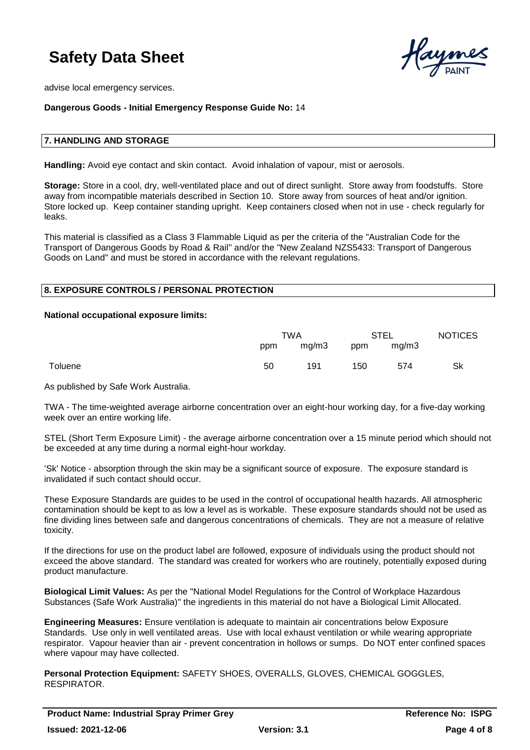advise local emergency services.

**Dangerous Goods - Initial Emergency Response Guide No:** 14

## 7. HANDLING AND STORAGE

**Handling:** Avoid eye contact and skin contact. Avoid inhalation of vapour, mist or aerosols.

**Storage:** Store in a cool, dry, well-ventilated place and out of direct sunlight. Store away from foodstuffs. Store away from incompatible materials described in Section 10. Store away from sources of heat and/or ignition. Store locked up. Keep container standing upright. Keep containers closed when not in use - check regularly for leaks.

This material is classified as a Class 3 Flammable Liquid as per the criteria of the "Australian Code for the Transport of Dangerous Goods by Road & Rail" and/or the "New Zealand NZS5433: Transport of Dangerous Goods on Land" and must be stored in accordance with the relevant regulations.

## 8. EXPOSURE CONTROLS / PERSONAL PROTECTION

**National occupational exposure limits:**

| | TWA | | STEL | | NOTICES |
|---|---|---|---|---|---|
| | ppm | mg/m3 | ppm | mg/m3 | |
| Toluene | 50 | 191 | 150 | 574 | Sk |

As published by Safe Work Australia.

TWA - The time-weighted average airborne concentration over an eight-hour working day, for a five-day working week over an entire working life.

STEL (Short Term Exposure Limit) - the average airborne concentration over a 15 minute period which should not be exceeded at any time during a normal eight-hour workday.

'Sk' Notice - absorption through the skin may be a significant source of exposure. The exposure standard is invalidated if such contact should occur.

These Exposure Standards are guides to be used in the control of occupational health hazards. All atmospheric contamination should be kept to as low a level as is workable. These exposure standards should not be used as fine dividing lines between safe and dangerous concentrations of chemicals. They are not a measure of relative toxicity.

If the directions for use on the product label are followed, exposure of individuals using the product should not exceed the above standard. The standard was created for workers who are routinely, potentially exposed during product manufacture.

**Biological Limit Values:** As per the "National Model Regulations for the Control of Workplace Hazardous Substances (Safe Work Australia)" the ingredients in this material do not have a Biological Limit Allocated.

**Engineering Measures:** Ensure ventilation is adequate to maintain air concentrations below Exposure Standards. Use only in well ventilated areas. Use with local exhaust ventilation or while wearing appropriate respirator. Vapour heavier than air - prevent concentration in hollows or sumps. Do NOT enter confined spaces where vapour may have collected.

**Personal Protection Equipment:** SAFETY SHOES, OVERALLS, GLOVES, CHEMICAL GOGGLES, RESPIRATOR.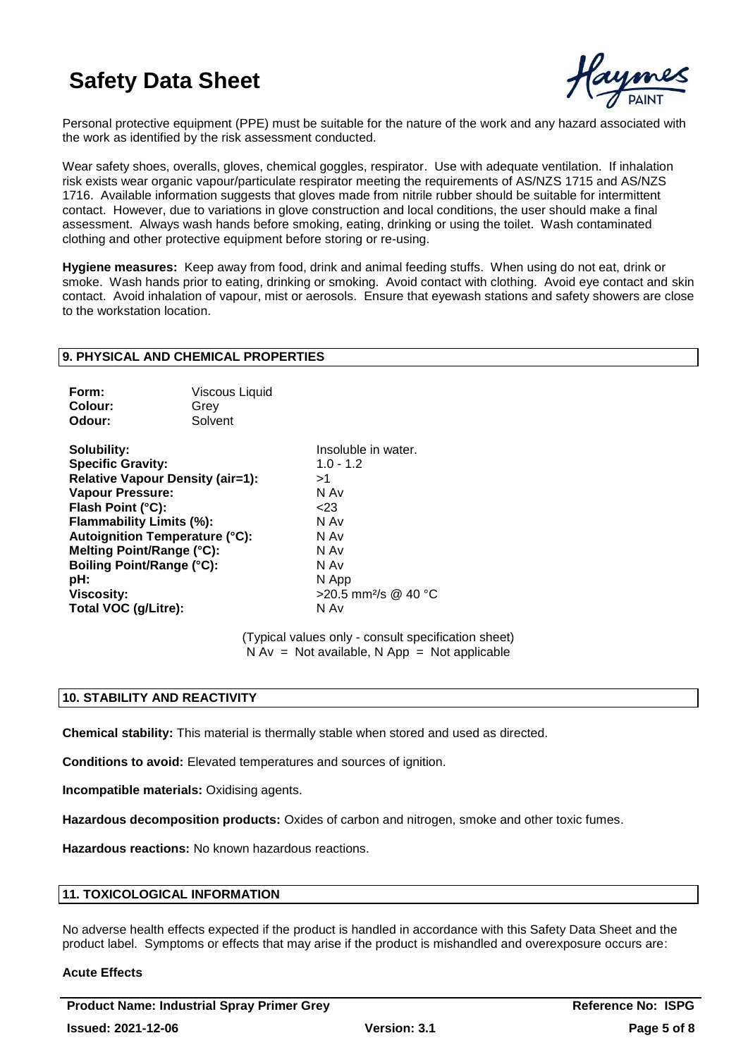Personal protective equipment (PPE) must be suitable for the nature of the work and any hazard associated with the work as identified by the risk assessment conducted.

Wear safety shoes, overalls, gloves, chemical goggles, respirator. Use with adequate ventilation. If inhalation risk exists wear organic vapour/particulate respirator meeting the requirements of AS/NZS 1715 and AS/NZS 1716. Available information suggests that gloves made from nitrile rubber should be suitable for intermittent contact. However, due to variations in glove construction and local conditions, the user should make a final assessment. Always wash hands before smoking, eating, drinking or using the toilet. Wash contaminated clothing and other protective equipment before storing or re-using.

**Hygiene measures:** Keep away from food, drink and animal feeding stuffs. When using do not eat, drink or smoke. Wash hands prior to eating, drinking or smoking. Avoid contact with clothing. Avoid eye contact and skin contact. Avoid inhalation of vapour, mist or aerosols. Ensure that eyewash stations and safety showers are close to the workstation location.

## 9. PHYSICAL AND CHEMICAL PROPERTIES

| | |
|---|---|
| **Form:** | Viscous Liquid |
| **Colour:** | Grey |
| **Odour:** | Solvent |

| | |
|---|---|
| **Solubility:** | Insoluble in water. |
| **Specific Gravity:** | 1.0 - 1.2 |
| **Relative Vapour Density (air=1):** | >1 |
| **Vapour Pressure:** | N Av |
| **Flash Point (°C):** | <23 |
| **Flammability Limits (%):** | N Av |
| **Autoignition Temperature (°C):** | N Av |
| **Melting Point/Range (°C):** | N Av |
| **Boiling Point/Range (°C):** | N Av |
| **pH:** | N App |
| **Viscosity:** | >20.5 $mm^2/s$ @ 40 °C |
| **Total VOC (g/Litre):** | N Av |

(Typical values only - consult specification sheet)
N Av = Not available, N App = Not applicable

## 10. STABILITY AND REACTIVITY

**Chemical stability:** This material is thermally stable when stored and used as directed.

**Conditions to avoid:** Elevated temperatures and sources of ignition.

**Incompatible materials:** Oxidising agents.

**Hazardous decomposition products:** Oxides of carbon and nitrogen, smoke and other toxic fumes.

**Hazardous reactions:** No known hazardous reactions.

## 11. TOXICOLOGICAL INFORMATION

No adverse health effects expected if the product is handled in accordance with this Safety Data Sheet and the product label. Symptoms or effects that may arise if the product is mishandled and overexposure occurs are:

**Acute Effects**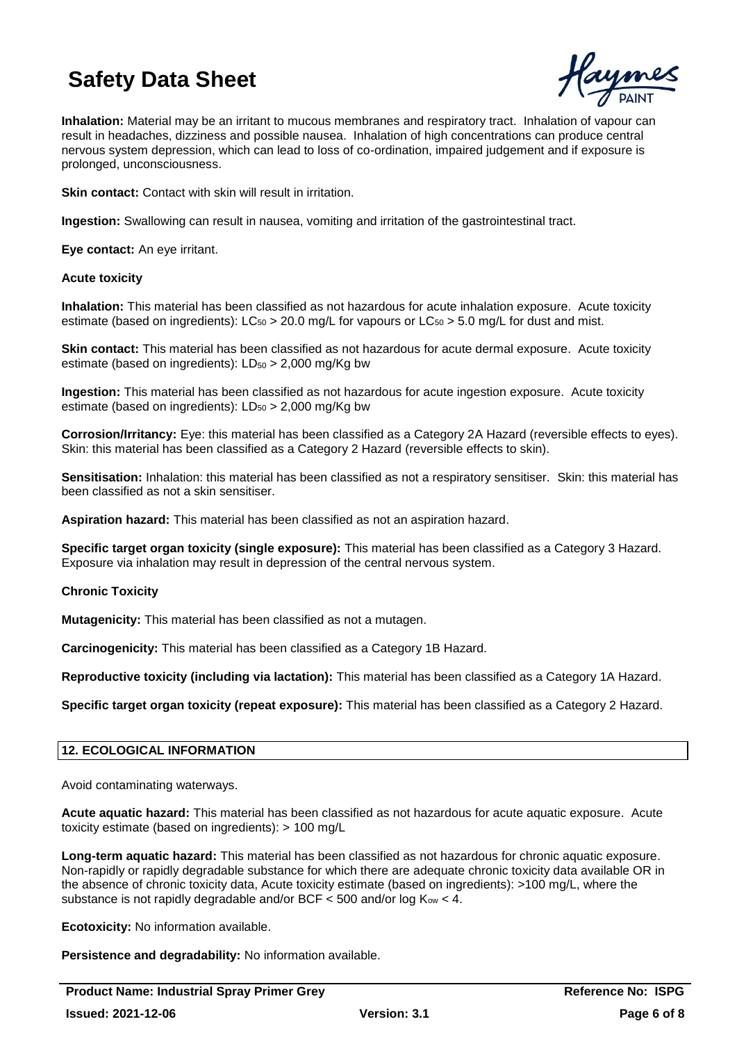**Inhalation:** Material may be an irritant to mucous membranes and respiratory tract. Inhalation of vapour can result in headaches, dizziness and possible nausea. Inhalation of high concentrations can produce central nervous system depression, which can lead to loss of co-ordination, impaired judgement and if exposure is prolonged, unconsciousness.

**Skin contact:** Contact with skin will result in irritation.

**Ingestion:** Swallowing can result in nausea, vomiting and irritation of the gastrointestinal tract.

**Eye contact:** An eye irritant.

**Acute toxicity**

**Inhalation:** This material has been classified as not hazardous for acute inhalation exposure. Acute toxicity estimate (based on ingredients): $LC_{50}$ > 20.0 mg/L for vapours or $LC_{50}$ > 5.0 mg/L for dust and mist.

**Skin contact:** This material has been classified as not hazardous for acute dermal exposure. Acute toxicity estimate (based on ingredients): $LD_{50}$ > 2,000 mg/Kg bw

**Ingestion:** This material has been classified as not hazardous for acute ingestion exposure. Acute toxicity estimate (based on ingredients): $LD_{50}$ > 2,000 mg/Kg bw

**Corrosion/Irritancy:** Eye: this material has been classified as a Category 2A Hazard (reversible effects to eyes). Skin: this material has been classified as a Category 2 Hazard (reversible effects to skin).

**Sensitisation:** Inhalation: this material has been classified as not a respiratory sensitiser. Skin: this material has been classified as not a skin sensitiser.

**Aspiration hazard:** This material has been classified as not an aspiration hazard.

**Specific target organ toxicity (single exposure):** This material has been classified as a Category 3 Hazard. Exposure via inhalation may result in depression of the central nervous system.

**Chronic Toxicity**

**Mutagenicity:** This material has been classified as not a mutagen.

**Carcinogenicity:** This material has been classified as a Category 1B Hazard.

**Reproductive toxicity (including via lactation):** This material has been classified as a Category 1A Hazard.

**Specific target organ toxicity (repeat exposure):** This material has been classified as a Category 2 Hazard.

## 12. ECOLOGICAL INFORMATION

Avoid contaminating waterways.

**Acute aquatic hazard:** This material has been classified as not hazardous for acute aquatic exposure. Acute toxicity estimate (based on ingredients): > 100 mg/L

**Long-term aquatic hazard:** This material has been classified as not hazardous for chronic aquatic exposure. Non-rapidly or rapidly degradable substance for which there are adequate chronic toxicity data available OR in the absence of chronic toxicity data, Acute toxicity estimate (based on ingredients): >100 mg/L, where the substance is not rapidly degradable and/or BCF < 500 and/or log $K_{ow}$ < 4.

**Ecotoxicity:** No information available.

**Persistence and degradability:** No information available.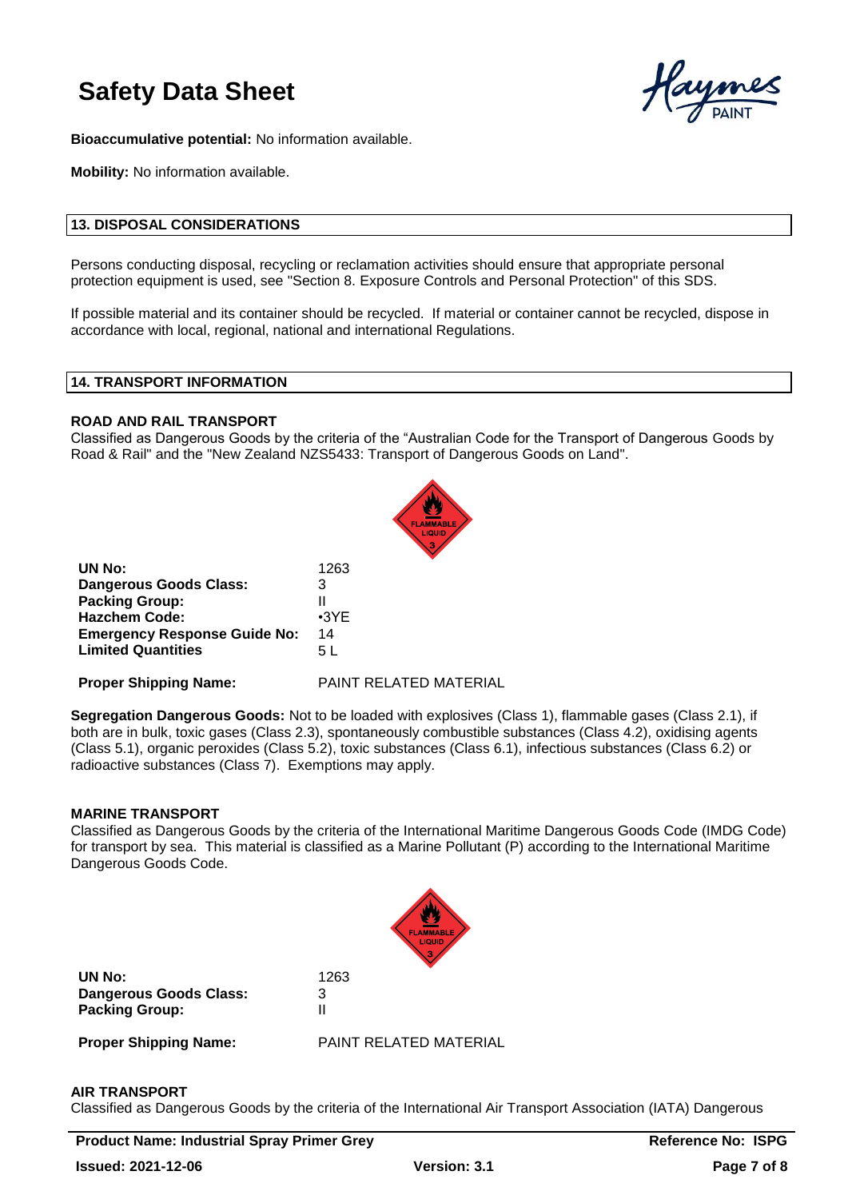**Bioaccumulative potential:** No information available.

**Mobility:** No information available.

## 13. DISPOSAL CONSIDERATIONS

Persons conducting disposal, recycling or reclamation activities should ensure that appropriate personal protection equipment is used, see "Section 8. Exposure Controls and Personal Protection" of this SDS.

If possible material and its container should be recycled. If material or container cannot be recycled, dispose in accordance with local, regional, national and international Regulations.

## 14. TRANSPORT INFORMATION

### ROAD AND RAIL TRANSPORT

Classified as Dangerous Goods by the criteria of the “Australian Code for the Transport of Dangerous Goods by Road & Rail" and the "New Zealand NZS5433: Transport of Dangerous Goods on Land".

| | |
|---|---|
| **UN No:** | 1263 |
| **Dangerous Goods Class:** | 3 |
| **Packing Group:** | II |
| **Hazchem Code:** | •3YE |
| **Emergency Response Guide No:** | 14 |
| **Limited Quantities** | 5 L |
| **Proper Shipping Name:** | PAINT RELATED MATERIAL |

**Segregation Dangerous Goods:** Not to be loaded with explosives (Class 1), flammable gases (Class 2.1), if both are in bulk, toxic gases (Class 2.3), spontaneously combustible substances (Class 4.2), oxidising agents (Class 5.1), organic peroxides (Class 5.2), toxic substances (Class 6.1), infectious substances (Class 6.2) or radioactive substances (Class 7). Exemptions may apply.

### MARINE TRANSPORT

Classified as Dangerous Goods by the criteria of the International Maritime Dangerous Goods Code (IMDG Code) for transport by sea. This material is classified as a Marine Pollutant (P) according to the International Maritime Dangerous Goods Code.

| | |
|---|---|
| **UN No:** | 1263 |
| **Dangerous Goods Class:** | 3 |
| **Packing Group:** | II |
| **Proper Shipping Name:** | PAINT RELATED MATERIAL |

### AIR TRANSPORT

Classified as Dangerous Goods by the criteria of the International Air Transport Association (IATA) Dangerous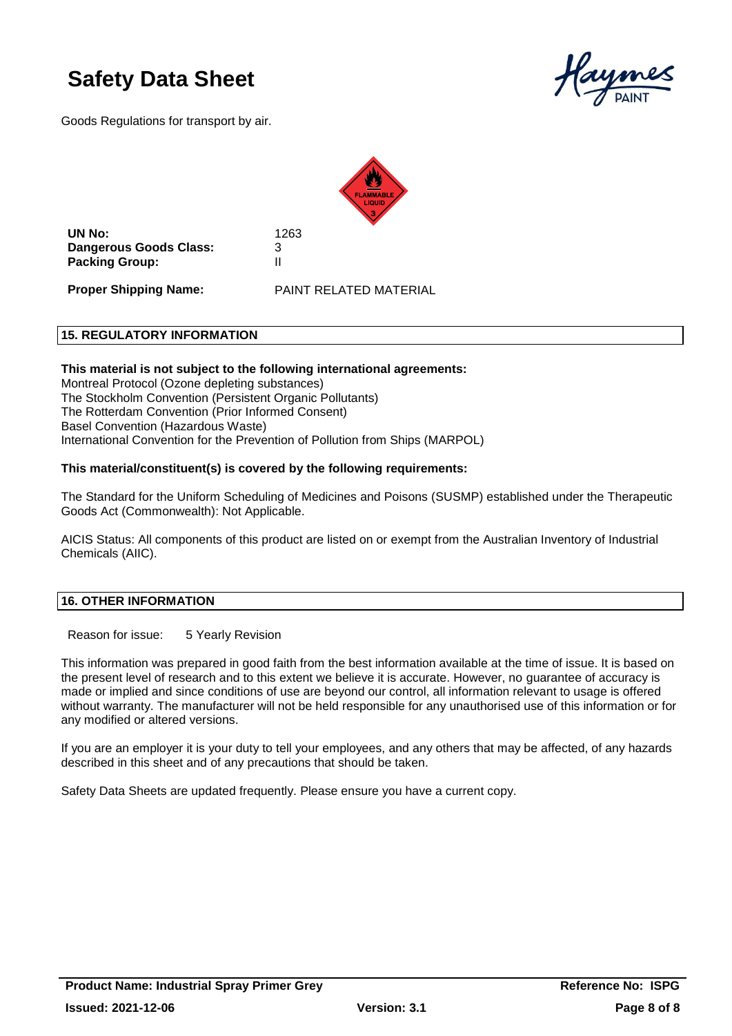Goods Regulations for transport by air.

| | |
|---|---|
| **UN No:** | 1263 |
| **Dangerous Goods Class:** | 3 |
| **Packing Group:** | II |
| **Proper Shipping Name:** | PAINT RELATED MATERIAL |

## 15. REGULATORY INFORMATION

**This material is not subject to the following international agreements:**
Montreal Protocol (Ozone depleting substances)
The Stockholm Convention (Persistent Organic Pollutants)
The Rotterdam Convention (Prior Informed Consent)
Basel Convention (Hazardous Waste)
International Convention for the Prevention of Pollution from Ships (MARPOL)

**This material/constituent(s) is covered by the following requirements:**

The Standard for the Uniform Scheduling of Medicines and Poisons (SUSMP) established under the Therapeutic Goods Act (Commonwealth): Not Applicable.

AICIS Status: All components of this product are listed on or exempt from the Australian Inventory of Industrial Chemicals (AIIC).

## 16. OTHER INFORMATION

Reason for issue: 5 Yearly Revision

This information was prepared in good faith from the best information available at the time of issue. It is based on the present level of research and to this extent we believe it is accurate. However, no guarantee of accuracy is made or implied and since conditions of use are beyond our control, all information relevant to usage is offered without warranty. The manufacturer will not be held responsible for any unauthorised use of this information or for any modified or altered versions.

If you are an employer it is your duty to tell your employees, and any others that may be affected, of any hazards described in this sheet and of any precautions that should be taken.

Safety Data Sheets are updated frequently. Please ensure you have a current copy.